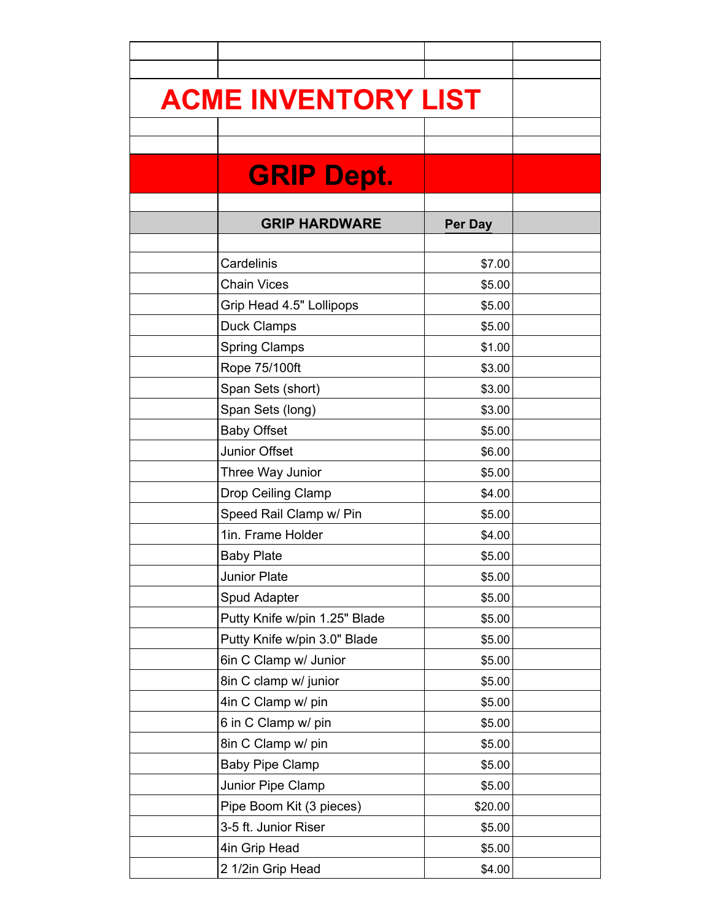# ACME INVENTORY LIST

## GRIP Dept.

| GRIP HARDWARE | Per Day |
|---|---|
| Cardelinis | $7.00 |
| Chain Vices | $5.00 |
| Grip Head 4.5" Lollipops | $5.00 |
| Duck Clamps | $5.00 |
| Spring Clamps | $1.00 |
| Rope 75/100ft | $3.00 |
| Span Sets (short) | $3.00 |
| Span Sets (long) | $3.00 |
| Baby Offset | $5.00 |
| Junior Offset | $6.00 |
| Three Way Junior | $5.00 |
| Drop Ceiling Clamp | $4.00 |
| Speed Rail Clamp w/ Pin | $5.00 |
| 1in. Frame Holder | $4.00 |
| Baby Plate | $5.00 |
| Junior Plate | $5.00 |
| Spud Adapter | $5.00 |
| Putty Knife w/pin 1.25" Blade | $5.00 |
| Putty Knife w/pin 3.0" Blade | $5.00 |
| 6in C Clamp w/ Junior | $5.00 |
| 8in C clamp w/ junior | $5.00 |
| 4in C Clamp w/ pin | $5.00 |
| 6 in C Clamp w/ pin | $5.00 |
| 8in C Clamp w/ pin | $5.00 |
| Baby Pipe Clamp | $5.00 |
| Junior Pipe Clamp | $5.00 |
| Pipe Boom Kit (3 pieces) | $20.00 |
| 3-5 ft. Junior Riser | $5.00 |
| 4in Grip Head | $5.00 |
| 2 1/2in Grip Head | $4.00 |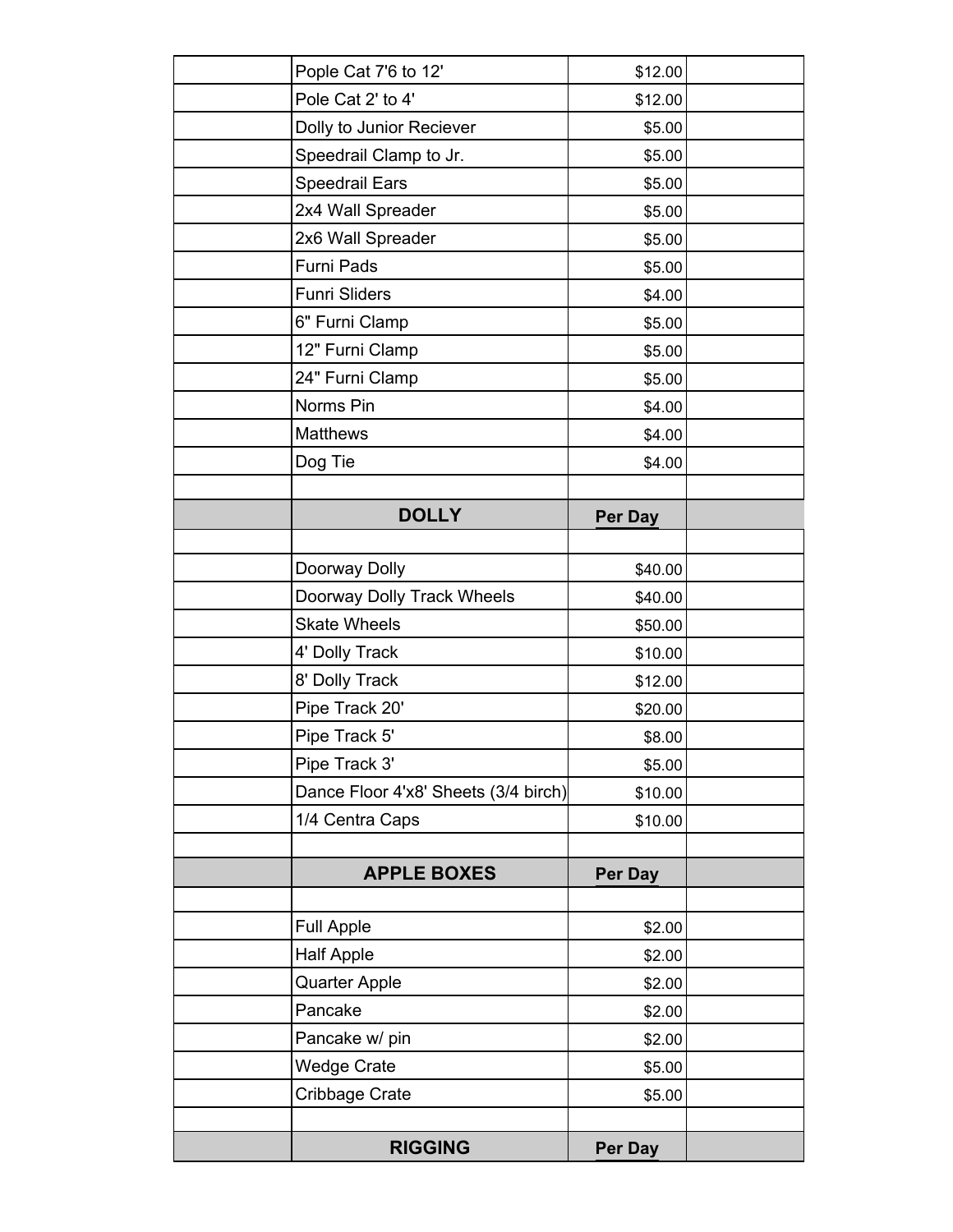| | | | |
|---|---|---|---|
| | Pople Cat 7'6 to 12' | $12.00 | |
| | Pole Cat 2' to 4' | $12.00 | |
| | Dolly to Junior Reciever | $5.00 | |
| | Speedrail Clamp to Jr. | $5.00 | |
| | Speedrail Ears | $5.00 | |
| | 2x4 Wall Spreader | $5.00 | |
| | 2x6 Wall Spreader | $5.00 | |
| | Furni Pads | $5.00 | |
| | Funri Sliders | $4.00 | |
| | 6" Furni Clamp | $5.00 | |
| | 12" Furni Clamp | $5.00 | |
| | 24" Furni Clamp | $5.00 | |
| | Norms Pin | $4.00 | |
| | Matthews | $4.00 | |
| | Dog Tie | $4.00 | |
| | | | |
| | **DOLLY** | **Per Day** | |
| | | | |
| | Doorway Dolly | $40.00 | |
| | Doorway Dolly Track Wheels | $40.00 | |
| | Skate Wheels | $50.00 | |
| | 4' Dolly Track | $10.00 | |
| | 8' Dolly Track | $12.00 | |
| | Pipe Track 20' | $20.00 | |
| | Pipe Track 5' | $8.00 | |
| | Pipe Track 3' | $5.00 | |
| | Dance Floor 4'x8' Sheets (3/4 birch) | $10.00 | |
| | 1/4 Centra Caps | $10.00 | |
| | | | |
| | **APPLE BOXES** | **Per Day** | |
| | | | |
| | Full Apple | $2.00 | |
| | Half Apple | $2.00 | |
| | Quarter Apple | $2.00 | |
| | Pancake | $2.00 | |
| | Pancake w/ pin | $2.00 | |
| | Wedge Crate | $5.00 | |
| | Cribbage Crate | $5.00 | |
| | | | |
| | **RIGGING** | **Per Day** | |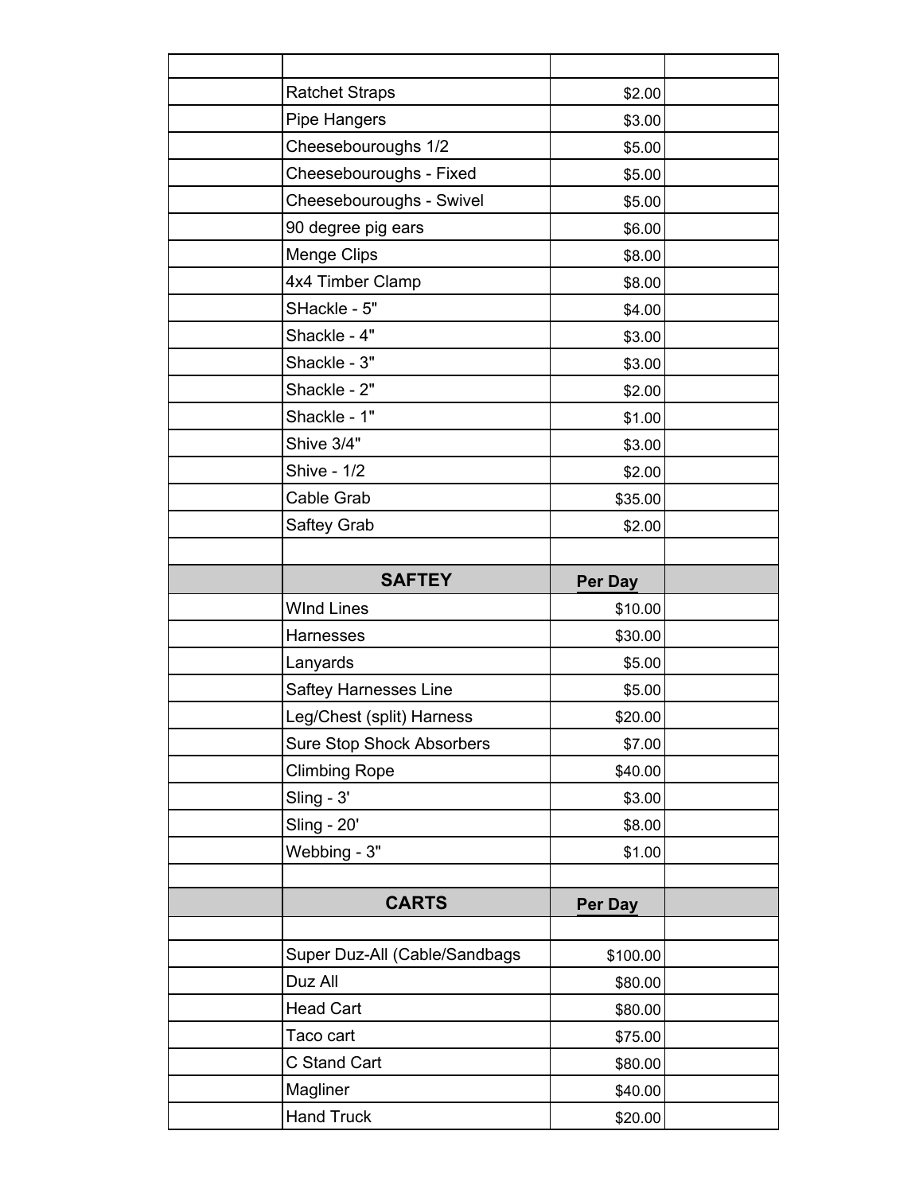| | | | |
|---|---|---|---|
| | Ratchet Straps | $2.00 | |
| | Pipe Hangers | $3.00 | |
| | Cheesebouroughs 1/2 | $5.00 | |
| | Cheesebouroughs - Fixed | $5.00 | |
| | Cheesebouroughs - Swivel | $5.00 | |
| | 90 degree pig ears | $6.00 | |
| | Menge Clips | $8.00 | |
| | 4x4 Timber Clamp | $8.00 | |
| | SHackle - 5" | $4.00 | |
| | Shackle - 4" | $3.00 | |
| | Shackle - 3" | $3.00 | |
| | Shackle - 2" | $2.00 | |
| | Shackle - 1" | $1.00 | |
| | Shive 3/4" | $3.00 | |
| | Shive - 1/2 | $2.00 | |
| | Cable Grab | $35.00 | |
| | Saftey Grab | $2.00 | |
| | | | |
| | **SAFTEY** | **Per Day** | |
| | WInd Lines | $10.00 | |
| | Harnesses | $30.00 | |
| | Lanyards | $5.00 | |
| | Saftey Harnesses Line | $5.00 | |
| | Leg/Chest (split) Harness | $20.00 | |
| | Sure Stop Shock Absorbers | $7.00 | |
| | Climbing Rope | $40.00 | |
| | Sling - 3' | $3.00 | |
| | Sling - 20' | $8.00 | |
| | Webbing - 3" | $1.00 | |
| | | | |
| | **CARTS** | **Per Day** | |
| | | | |
| | Super Duz-All (Cable/Sandbags | $100.00 | |
| | Duz All | $80.00 | |
| | Head Cart | $80.00 | |
| | Taco cart | $75.00 | |
| | C Stand Cart | $80.00 | |
| | Magliner | $40.00 | |
| | Hand Truck | $20.00 | |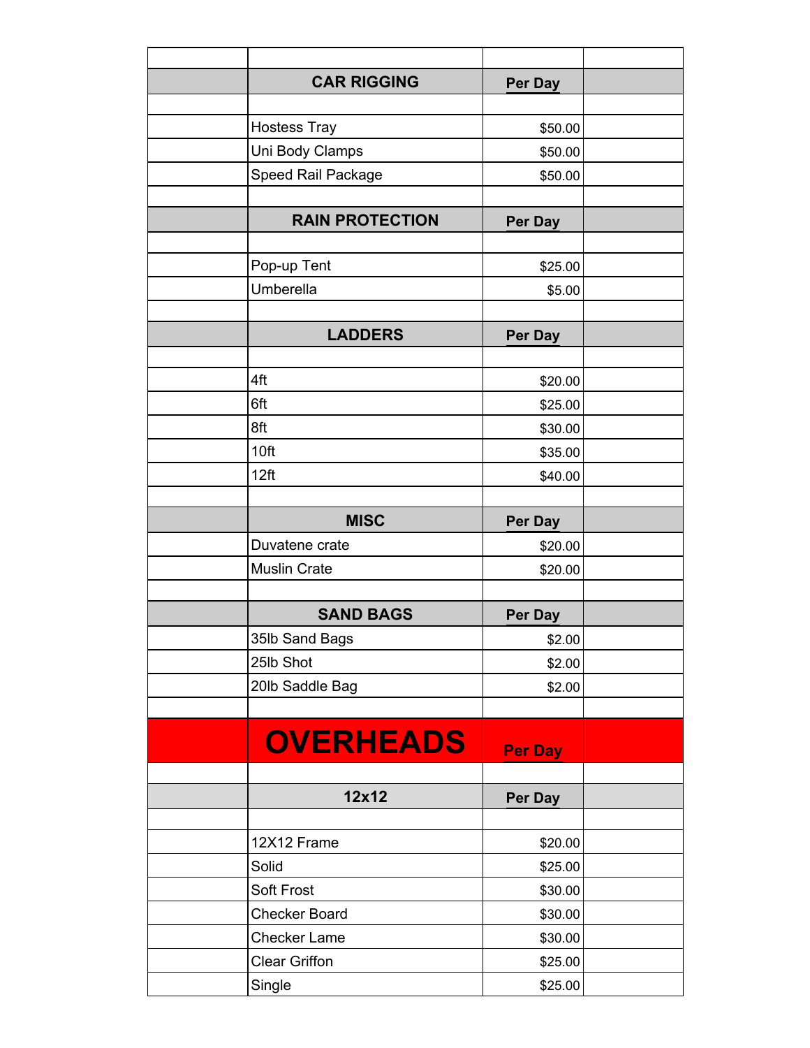| | | | |
|---|---|---|---|
| | **CAR RIGGING** | **Per Day** | |
| | | | |
| | Hostess Tray | $50.00 | |
| | Uni Body Clamps | $50.00 | |
| | Speed Rail Package | $50.00 | |
| | | | |
| | **RAIN PROTECTION** | **Per Day** | |
| | | | |
| | Pop-up Tent | $25.00 | |
| | Umberella | $5.00 | |
| | | | |
| | **LADDERS** | **Per Day** | |
| | | | |
| | 4ft | $20.00 | |
| | 6ft | $25.00 | |
| | 8ft | $30.00 | |
| | 10ft | $35.00 | |
| | 12ft | $40.00 | |
| | | | |
| | **MISC** | **Per Day** | |
| | Duvatene crate | $20.00 | |
| | Muslin Crate | $20.00 | |
| | | | |
| | **SAND BAGS** | **Per Day** | |
| | 35lb Sand Bags | $2.00 | |
| | 25lb Shot | $2.00 | |
| | 20lb Saddle Bag | $2.00 | |
| | | | |
| | **OVERHEADS** | **Per Day** | |
| | | | |
| | **12x12** | **Per Day** | |
| | | | |
| | 12X12 Frame | $20.00 | |
| | Solid | $25.00 | |
| | Soft Frost | $30.00 | |
| | Checker Board | $30.00 | |
| | Checker Lame | $30.00 | |
| | Clear Griffon | $25.00 | |
| | Single | $25.00 | |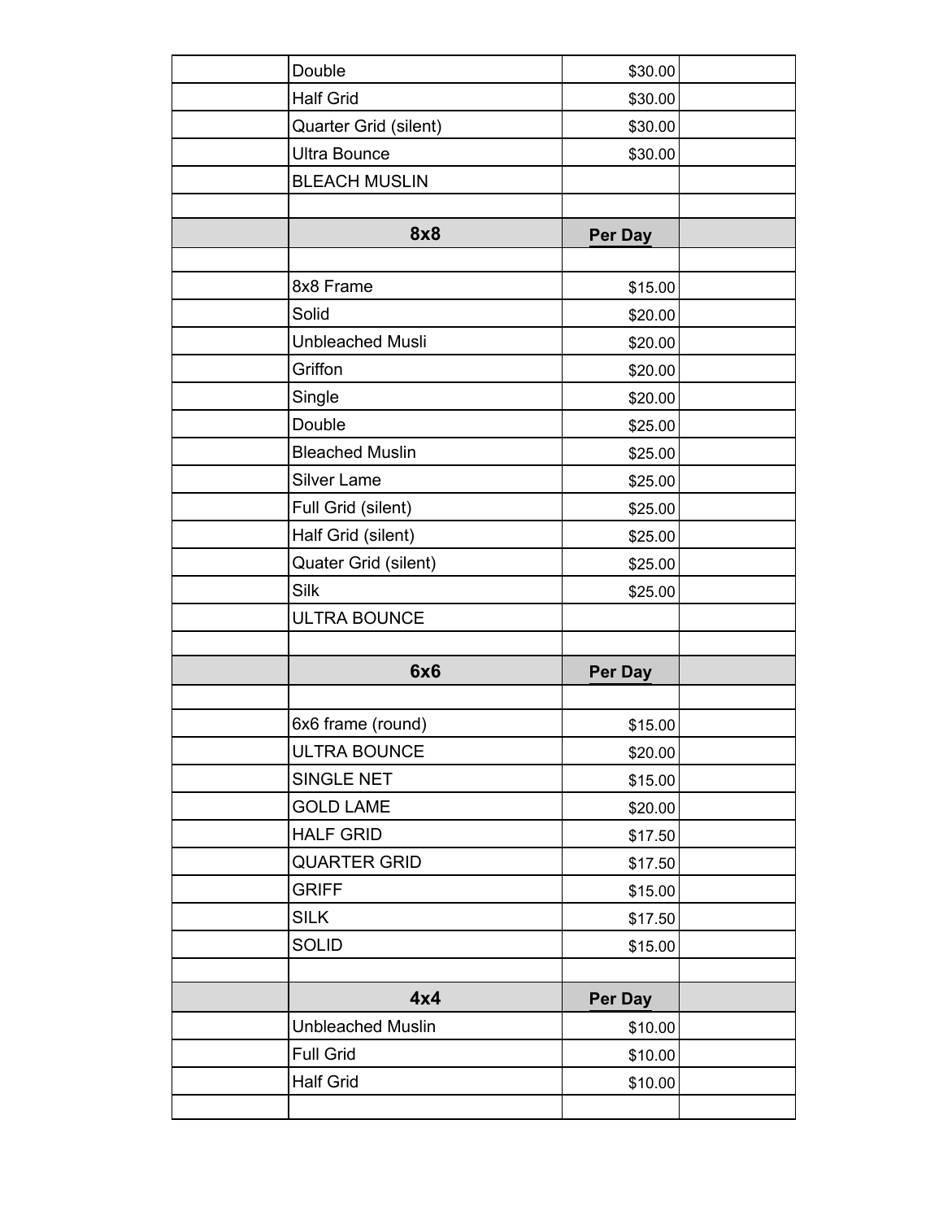| | | | |
|---|---|---|---|
| | Double | $30.00 | |
| | Half Grid | $30.00 | |
| | Quarter Grid (silent) | $30.00 | |
| | Ultra Bounce | $30.00 | |
| | BLEACH MUSLIN | | |
| | | | |
| | **8x8** | **Per Day** | |
| | | | |
| | 8x8 Frame | $15.00 | |
| | Solid | $20.00 | |
| | Unbleached Musli | $20.00 | |
| | Griffon | $20.00 | |
| | Single | $20.00 | |
| | Double | $25.00 | |
| | Bleached Muslin | $25.00 | |
| | Silver Lame | $25.00 | |
| | Full Grid (silent) | $25.00 | |
| | Half Grid (silent) | $25.00 | |
| | Quater Grid (silent) | $25.00 | |
| | Silk | $25.00 | |
| | ULTRA BOUNCE | | |
| | | | |
| | **6x6** | **Per Day** | |
| | | | |
| | 6x6 frame (round) | $15.00 | |
| | ULTRA BOUNCE | $20.00 | |
| | SINGLE NET | $15.00 | |
| | GOLD LAME | $20.00 | |
| | HALF GRID | $17.50 | |
| | QUARTER GRID | $17.50 | |
| | GRIFF | $15.00 | |
| | SILK | $17.50 | |
| | SOLID | $15.00 | |
| | | | |
| | **4x4** | **Per Day** | |
| | Unbleached Muslin | $10.00 | |
| | Full Grid | $10.00 | |
| | Half Grid | $10.00 | |
| | | | |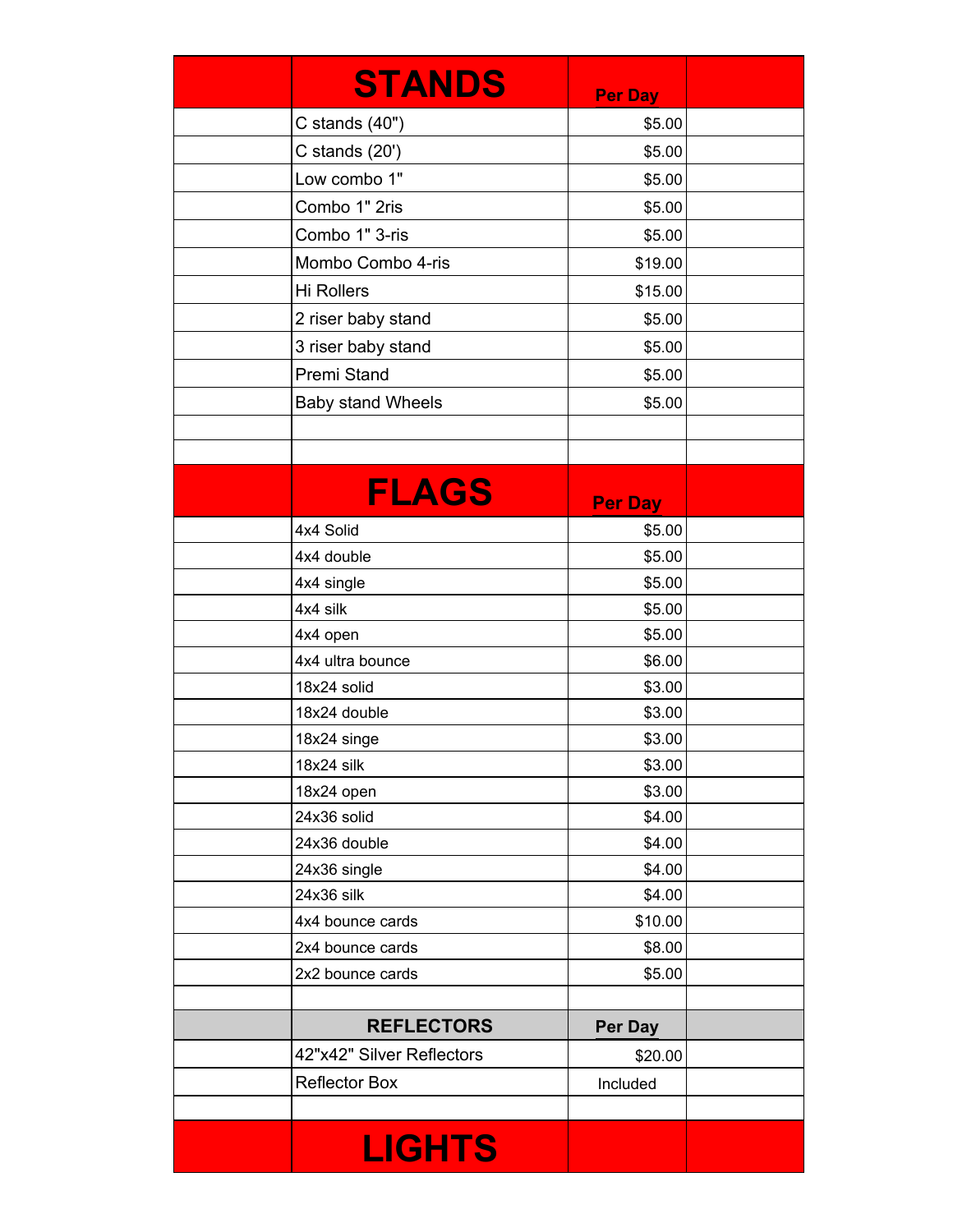| | STANDS | Per Day | |
|---|---|---|---|
| | C stands (40") | $5.00 | |
| | C stands (20') | $5.00 | |
| | Low combo 1" | $5.00 | |
| | Combo 1" 2ris | $5.00 | |
| | Combo 1" 3-ris | $5.00 | |
| | Mombo Combo 4-ris | $19.00 | |
| | Hi Rollers | $15.00 | |
| | 2 riser baby stand | $5.00 | |
| | 3 riser baby stand | $5.00 | |
| | Premi Stand | $5.00 | |
| | Baby stand Wheels | $5.00 | |
| | | | |
| | | | |
| | **FLAGS** | **Per Day** | |
| | 4x4 Solid | $5.00 | |
| | 4x4 double | $5.00 | |
| | 4x4 single | $5.00 | |
| | 4x4 silk | $5.00 | |
| | 4x4 open | $5.00 | |
| | 4x4 ultra bounce | $6.00 | |
| | 18x24 solid | $3.00 | |
| | 18x24 double | $3.00 | |
| | 18x24 singe | $3.00 | |
| | 18x24 silk | $3.00 | |
| | 18x24 open | $3.00 | |
| | 24x36 solid | $4.00 | |
| | 24x36 double | $4.00 | |
| | 24x36 single | $4.00 | |
| | 24x36 silk | $4.00 | |
| | 4x4 bounce cards | $10.00 | |
| | 2x4 bounce cards | $8.00 | |
| | 2x2 bounce cards | $5.00 | |
| | | | |
| | **REFLECTORS** | **Per Day** | |
| | 42"x42" Silver Reflectors | $20.00 | |
| | Reflector Box | Included | |
| | | | |
| | **LIGHTS** | | |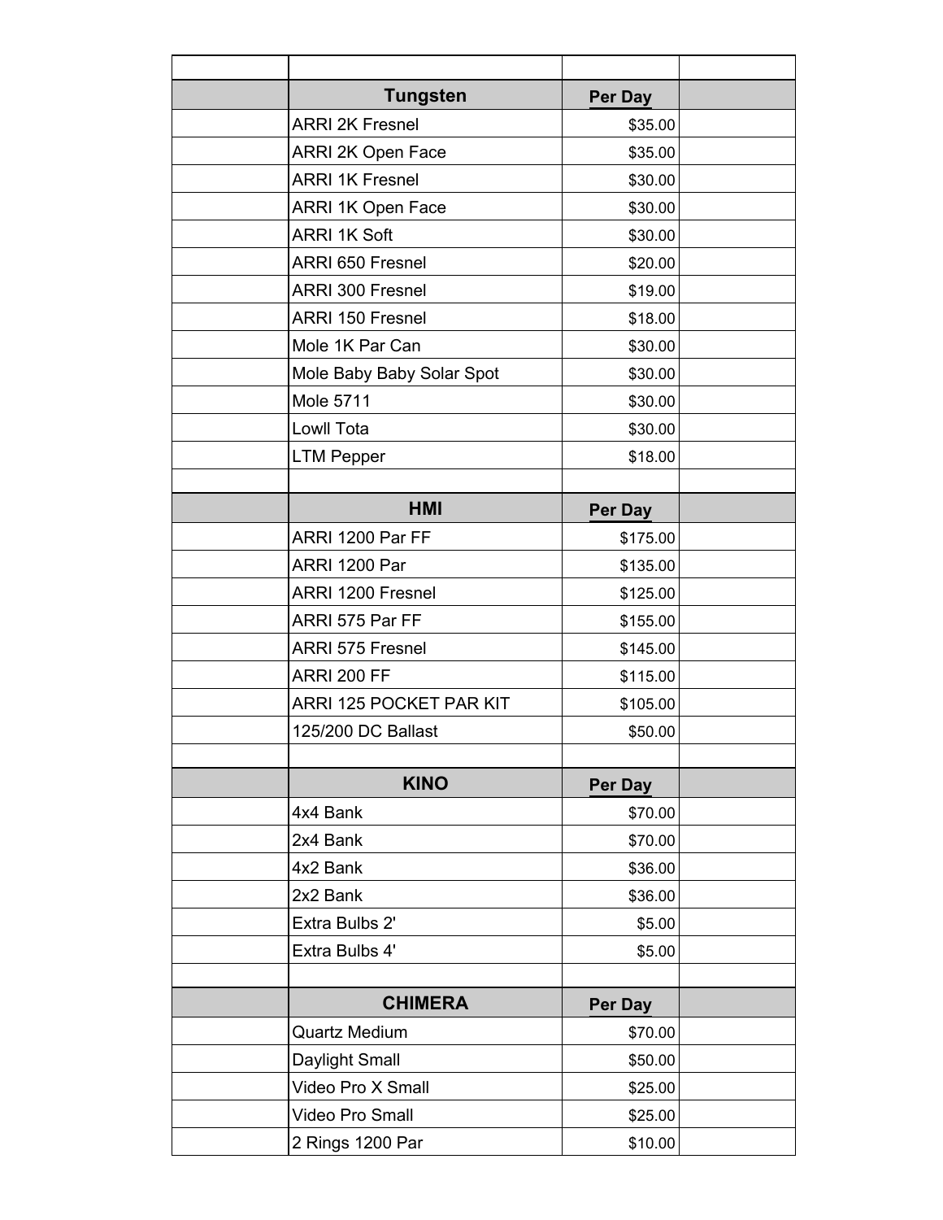| Tungsten | Per Day |
|---|---|
| ARRI 2K Fresnel | $35.00 |
| ARRI 2K Open Face | $35.00 |
| ARRI 1K Fresnel | $30.00 |
| ARRI 1K Open Face | $30.00 |
| ARRI 1K Soft | $30.00 |
| ARRI 650 Fresnel | $20.00 |
| ARRI 300 Fresnel | $19.00 |
| ARRI 150 Fresnel | $18.00 |
| Mole 1K Par Can | $30.00 |
| Mole Baby Baby Solar Spot | $30.00 |
| Mole 5711 | $30.00 |
| Lowll Tota | $30.00 |
| LTM Pepper | $18.00 |

| HMI | Per Day |
|---|---|
| ARRI 1200 Par FF | $175.00 |
| ARRI 1200 Par | $135.00 |
| ARRI 1200 Fresnel | $125.00 |
| ARRI 575 Par FF | $155.00 |
| ARRI 575 Fresnel | $145.00 |
| ARRI 200 FF | $115.00 |
| ARRI 125 POCKET PAR KIT | $105.00 |
| 125/200 DC Ballast | $50.00 |

| KINO | Per Day |
|---|---|
| 4x4 Bank | $70.00 |
| 2x4 Bank | $70.00 |
| 4x2 Bank | $36.00 |
| 2x2 Bank | $36.00 |
| Extra Bulbs 2' | $5.00 |
| Extra Bulbs 4' | $5.00 |

| CHIMERA | Per Day |
|---|---|
| Quartz Medium | $70.00 |
| Daylight Small | $50.00 |
| Video Pro X Small | $25.00 |
| Video Pro Small | $25.00 |
| 2 Rings 1200 Par | $10.00 |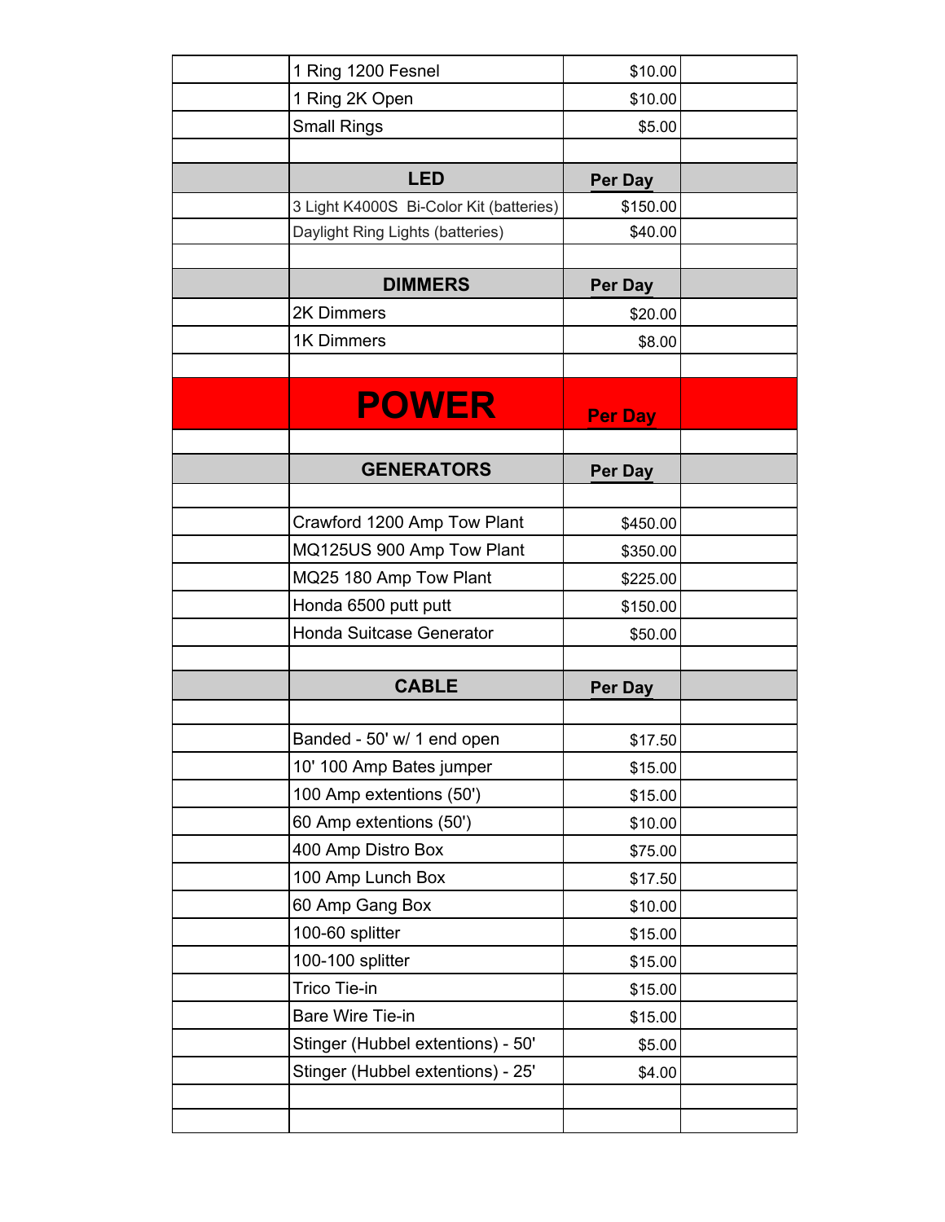| | | | |
|---|---|---|---|
| | 1 Ring 1200 Fesnel | $10.00 | |
| | 1 Ring 2K Open | $10.00 | |
| | Small Rings | $5.00 | |
| | | | |
| | **LED** | **Per Day** | |
| | 3 Light K4000S Bi-Color Kit (batteries) | $150.00 | |
| | Daylight Ring Lights (batteries) | $40.00 | |
| | | | |
| | **DIMMERS** | **Per Day** | |
| | 2K Dimmers | $20.00 | |
| | 1K Dimmers | $8.00 | |
| | | | |
| | **POWER** | **Per Day** | |
| | | | |
| | **GENERATORS** | **Per Day** | |
| | | | |
| | Crawford 1200 Amp Tow Plant | $450.00 | |
| | MQ125US 900 Amp Tow Plant | $350.00 | |
| | MQ25 180 Amp Tow Plant | $225.00 | |
| | Honda 6500 putt putt | $150.00 | |
| | Honda Suitcase Generator | $50.00 | |
| | | | |
| | **CABLE** | **Per Day** | |
| | | | |
| | Banded - 50' w/ 1 end open | $17.50 | |
| | 10' 100 Amp Bates jumper | $15.00 | |
| | 100 Amp extentions (50') | $15.00 | |
| | 60 Amp extentions (50') | $10.00 | |
| | 400 Amp Distro Box | $75.00 | |
| | 100 Amp Lunch Box | $17.50 | |
| | 60 Amp Gang Box | $10.00 | |
| | 100-60 splitter | $15.00 | |
| | 100-100 splitter | $15.00 | |
| | Trico Tie-in | $15.00 | |
| | Bare Wire Tie-in | $15.00 | |
| | Stinger (Hubbel extentions) - 50' | $5.00 | |
| | Stinger (Hubbel extentions) - 25' | $4.00 | |
| | | | |
| | | | |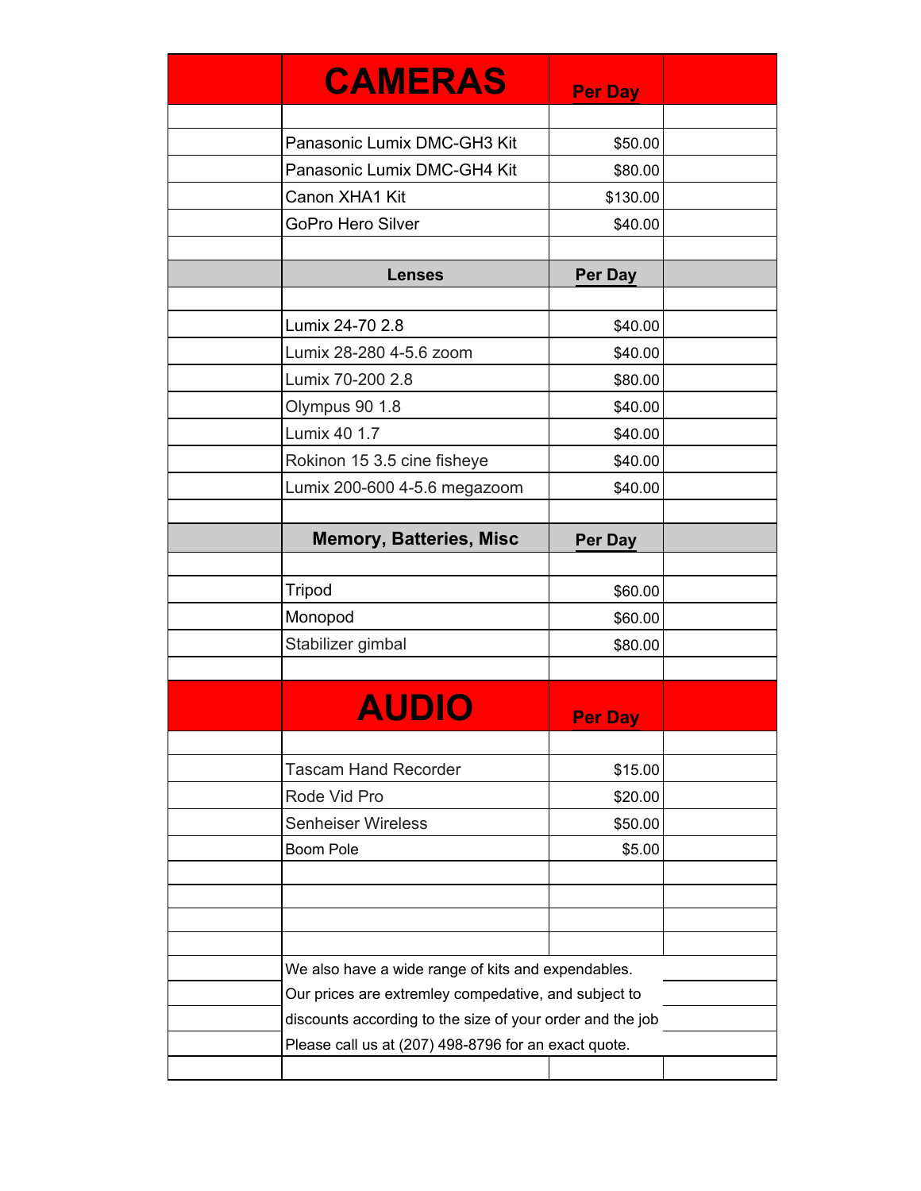| | CAMERAS | Per Day | |
|---|---|---|---|
| | | | |
| | Panasonic Lumix DMC-GH3 Kit | $50.00 | |
| | Panasonic Lumix DMC-GH4 Kit | $80.00 | |
| | Canon XHA1 Kit | $130.00 | |
| | GoPro Hero Silver | $40.00 | |
| | | | |
| | **Lenses** | **Per Day** | |
| | | | |
| | Lumix 24-70 2.8 | $40.00 | |
| | Lumix 28-280 4-5.6 zoom | $40.00 | |
| | Lumix 70-200 2.8 | $80.00 | |
| | Olympus 90 1.8 | $40.00 | |
| | Lumix 40 1.7 | $40.00 | |
| | Rokinon 15 3.5 cine fisheye | $40.00 | |
| | Lumix 200-600 4-5.6 megazoom | $40.00 | |
| | | | |
| | **Memory, Batteries, Misc** | **Per Day** | |
| | | | |
| | Tripod | $60.00 | |
| | Monopod | $60.00 | |
| | Stabilizer gimbal | $80.00 | |
| | | | |
| | **AUDIO** | **Per Day** | |
| | | | |
| | Tascam Hand Recorder | $15.00 | |
| | Rode Vid Pro | $20.00 | |
| | Senheiser Wireless | $50.00 | |
| | Boom Pole | $5.00 | |

We also have a wide range of kits and expendables.
Our prices are extremley compedative, and subject to
discounts according to the size of your order and the job
Please call us at (207) 498-8796 for an exact quote.